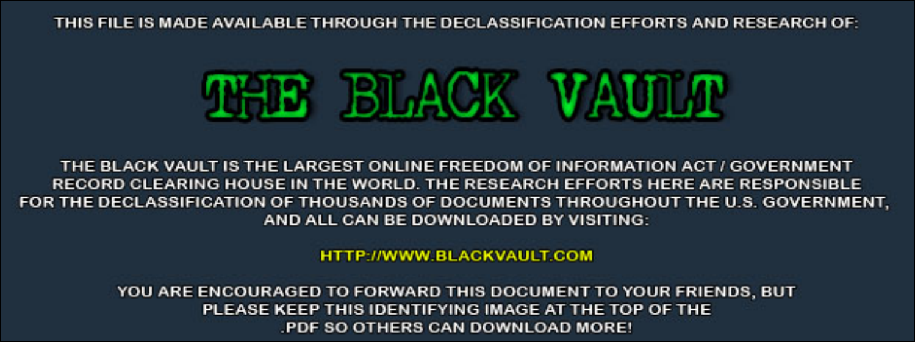THIS FILE IS MADE AVAILABLE THROUGH THE DECLASSIFICATION EFFORTS AND RESEARCH OF:

# THE BLACK VAULT

THE BLACK VAULT IS THE LARGEST ONLINE FREEDOM OF INFORMATION ACT / GOVERNMENT RECORD CLEARING HOUSE IN THE WORLD. THE RESEARCH EFFORTS HERE ARE RESPONSIBLE FOR THE DECLASSIFICATION OF THOUSANDS OF DOCUMENTS THROUGHOUT THE U.S. GOVERNMENT, AND ALL CAN BE DOWNLOADED BY VISITING:

HTTP://WWW.BLACKVAULT.COM

YOU ARE ENCOURAGED TO FORWARD THIS DOCUMENT TO YOUR FRIENDS, BUT PLEASE KEEP THIS IDENTIFYING IMAGE AT THE TOP OF THE .PDF SO OTHERS CAN DOWNLOAD MORE!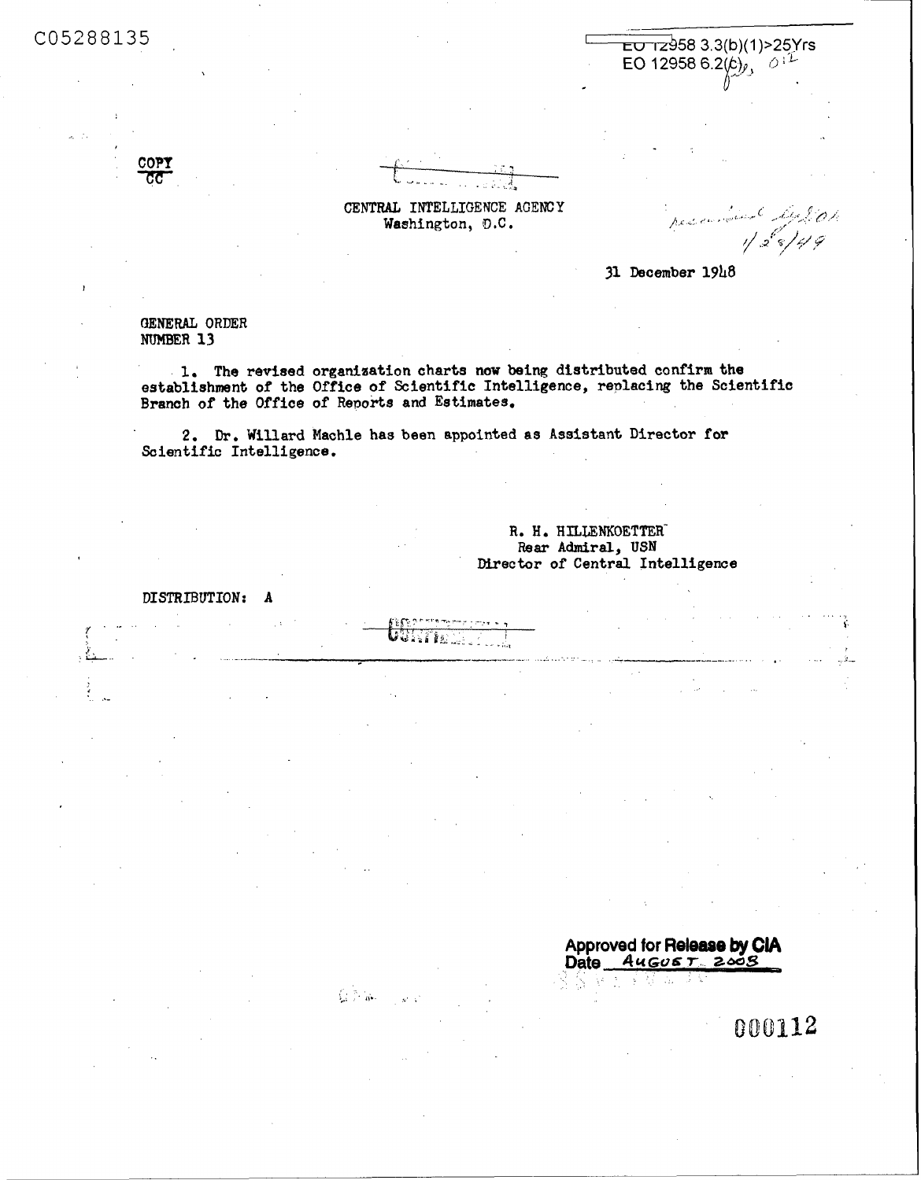C05288135

EO 12958 3.3(b)(1)>25Yrs
EO 12958 6.2(c)

COPY
CC

CENTRAL INTELLIGENCE AGENCY
Washington, D.C.

31 December 1948

GENERAL ORDER
NUMBER 13

1. The revised organization charts now being distributed confirm the establishment of the Office of Scientific Intelligence, replacing the Scientific Branch of the Office of Reports and Estimates.

2. Dr. Willard Machle has been appointed as Assistant Director for Scientific Intelligence.

R. H. HILLENKOETTER
Rear Admiral, USN
Director of Central Intelligence

DISTRIBUTION: A

Approved for Release by CIA
Date AUGUST 2008

000112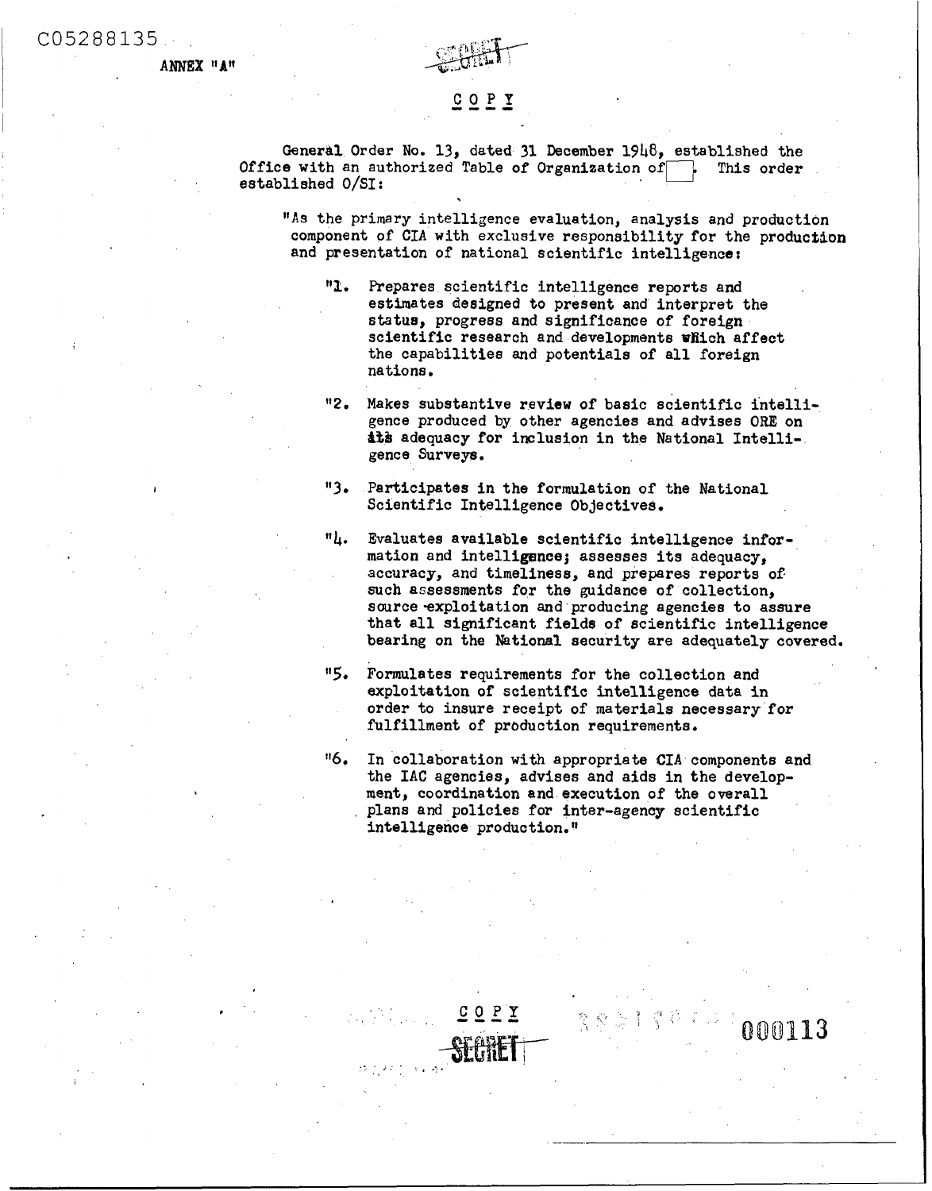ANNEX "A"

SECRET

COPY

General Order No. 13, dated 31 December 1948, established the Office with an authorized Table of Organization of [ ]. This order established O/SI:

"As the primary intelligence evaluation, analysis and production component of CIA with exclusive responsibility for the production and presentation of national scientific intelligence:

"1. Prepares scientific intelligence reports and estimates designed to present and interpret the status, progress and significance of foreign scientific research and developments which affect the capabilities and potentials of all foreign nations.

"2. Makes substantive review of basic scientific intelligence produced by other agencies and advises ORE on its adequacy for inclusion in the National Intelligence Surveys.

"3. Participates in the formulation of the National Scientific Intelligence Objectives.

"4. Evaluates available scientific intelligence information and intelligence; assesses its adequacy, accuracy, and timeliness, and prepares reports of such assessments for the guidance of collection, source exploitation and producing agencies to assure that all significant fields of scientific intelligence bearing on the National security are adequately covered.

"5. Formulates requirements for the collection and exploitation of scientific intelligence data in order to insure receipt of materials necessary for fulfillment of production requirements.

"6. In collaboration with appropriate CIA components and the IAC agencies, advises and aids in the development, coordination and execution of the overall plans and policies for inter-agency scientific intelligence production."

COPY

SECRET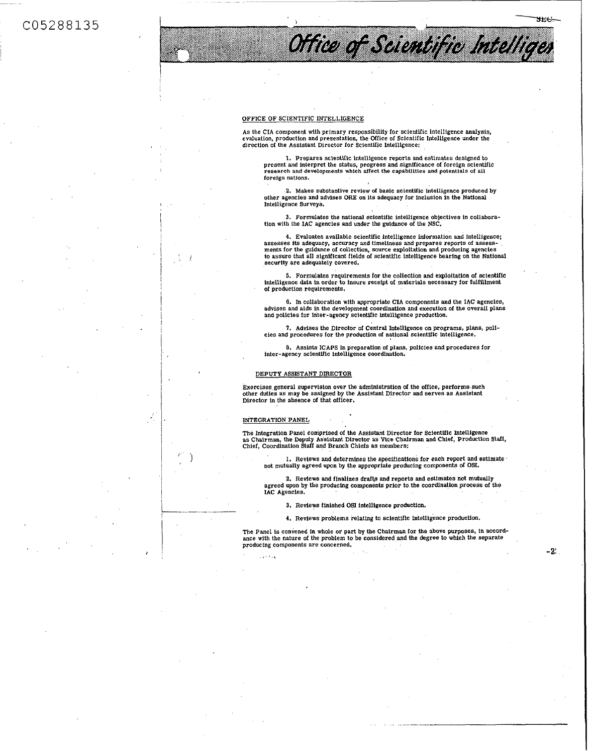## OFFICE OF SCIENTIFIC INTELLIGENCE

As the CIA component with primary responsibility for scientific intelligence analysis, evaluation, production and presentation, the Office of Scientific Intelligence under the direction of the Assistant Director for Scientific Intelligence:

1. Prepares scientific intelligence reports and estimates designed to present and interpret the status, progress and significance of foreign scientific research and developments which affect the capabilities and potentials of all foreign nations.

2. Makes substantive review of basic scientific intelligence produced by other agencies and advises ORE on its adequacy for inclusion in the National Intelligence Surveys.

3. Formulates the national scientific intelligence objectives in collaboration with the IAC agencies and under the guidance of the NSC.

4. Evaluates available scientific intelligence information and intelligence; assesses its adequacy, accuracy and timeliness and prepares reports of assessments for the guidance of collection, source exploitation and producing agencies to assure that all significant fields of scientific intelligence bearing on the National security are adequately covered.

5. Formulates requirements for the collection and exploitation of scientific intelligence data in order to insure receipt of materials necessary for fulfillment of production requirements.

6. In collaboration with appropriate CIA components and the IAC agencies, advises and aids in the development coordination and execution of the overall plans and policies for inter-agency scientific intelligence production.

7. Advises the Director of Central Intelligence on programs, plans, policies and procedures for the production of national scientific intelligence.

8. Assists ICAPS in preparation of plans, policies and procedures for inter-agency scientific intelligence coordination.

### DEPUTY ASSISTANT DIRECTOR

Exercises general supervision over the administration of the office, performs such other duties as may be assigned by the Assistant Director and serves as Assistant Director in the absence of that officer.

### INTEGRATION PANEL

The Integration Panel comprised of the Assistant Director for Scientific Intelligence as Chairman, the Deputy Assistant Director as Vice Chairman and Chief, Production Staff, Chief, Coordination Staff and Branch Chiefs as members:

1. Reviews and determines the specifications for each report and estimate not mutually agreed upon by the appropriate producing components of OSI.

2. Reviews and finalizes drafts and reports and estimates not mutually agreed upon by the producing components prior to the coordination process of the IAC Agencies.

3. Reviews finished OSI intelligence production.

4. Reviews problems relating to scientific intelligence production.

The Panel is convened in whole or part by the Chairman for the above purposes, in accordance with the nature of the problem to be considered and the degree to which the separate producing components are concerned.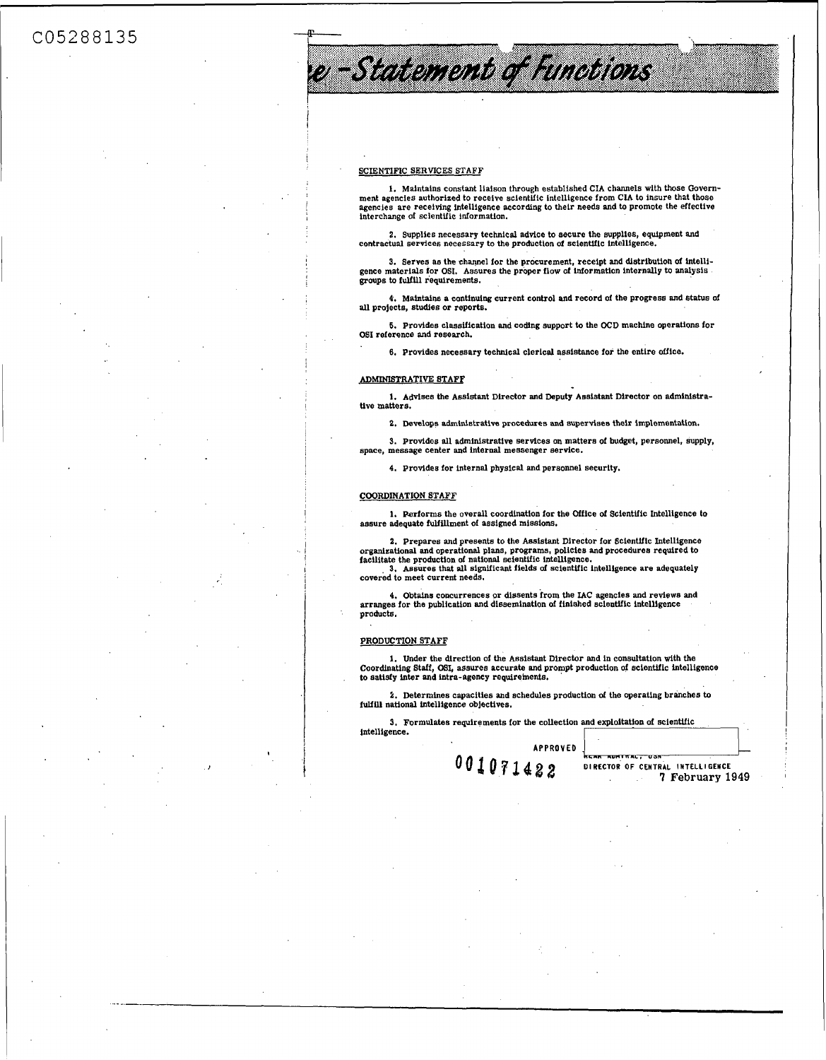## ...e -Statement of Functions

### SCIENTIFIC SERVICES STAFF

1. Maintains constant liaison through established CIA channels with those Government agencies authorized to receive scientific intelligence from CIA to insure that those agencies are receiving intelligence according to their needs and to promote the effective interchange of scientific information.

2. Supplies necessary technical advice to secure the supplies, equipment and contractual services necessary to the production of scientific intelligence.

3. Serves as the channel for the procurement, receipt and distribution of intelligence materials for OSI. Assures the proper flow of information internally to analysis groups to fulfill requirements.

4. Maintains a continuing current control and record of the progress and status of all projects, studies or reports.

5. Provides classification and coding support to the OCD machine operations for OSI reference and research.

6. Provides necessary technical clerical assistance for the entire office.

### ADMINISTRATIVE STAFF

1. Advises the Assistant Director and Deputy Assistant Director on administrative matters.

2. Develops administrative procedures and supervises their implementation.

3. Provides all administrative services on matters of budget, personnel, supply, space, message center and internal messenger service.

4. Provides for internal physical and personnel security.

### COORDINATION STAFF

1. Performs the overall coordination for the Office of Scientific Intelligence to assure adequate fulfillment of assigned missions.

2. Prepares and presents to the Assistant Director for Scientific Intelligence organizational and operational plans, programs, policies and procedures required to facilitate the production of national scientific intelligence.

3. Assures that all significant fields of scientific intelligence are adequately covered to meet current needs.

4. Obtains concurrences or dissents from the IAC agencies and reviews and arranges for the publication and dissemination of finished scientific intelligence products.

### PRODUCTION STAFF

1. Under the direction of the Assistant Director and in consultation with the Coordinating Staff, OSI, assures accurate and prompt production of scientific intelligence to satisfy inter and intra-agency requirements.

2. Determines capacities and schedules production of the operating branches to fulfill national intelligence objectives.

3. Formulates requirements for the collection and exploitation of scientific intelligence.

APPROVED

REAR ADMIRAL, USN
DIRECTOR OF CENTRAL INTELLIGENCE
7 February 1949

001071422